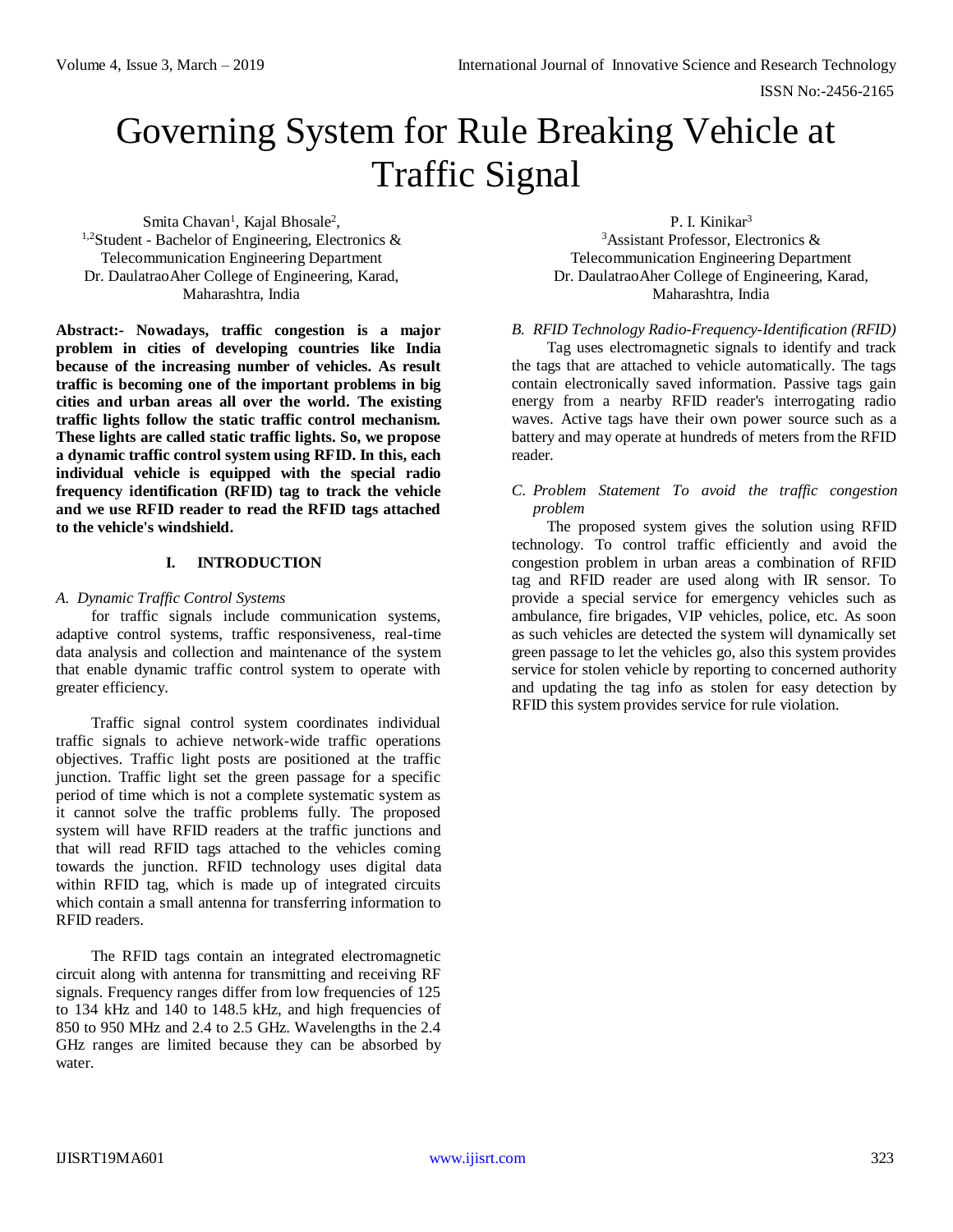# Governing System for Rule Breaking Vehicle at Traffic Signal

Smita Chavan[1], Kajal Bhosale[2],
[1,2]Student - Bachelor of Engineering, Electronics & Telecommunication Engineering Department
Dr. DaulatraoAher College of Engineering, Karad, Maharashtra, India

P. I. Kinikar[3]
[3]Assistant Professor, Electronics & Telecommunication Engineering Department
Dr. DaulatraoAher College of Engineering, Karad, Maharashtra, India

**Abstract:- Nowadays, traffic congestion is a major problem in cities of developing countries like India because of the increasing number of vehicles. As result traffic is becoming one of the important problems in big cities and urban areas all over the world. The existing traffic lights follow the static traffic control mechanism. These lights are called static traffic lights. So, we propose a dynamic traffic control system using RFID. In this, each individual vehicle is equipped with the special radio frequency identification (RFID) tag to track the vehicle and we use RFID reader to read the RFID tags attached to the vehicle's windshield.**

## I. INTRODUCTION

### *A. Dynamic Traffic Control Systems*

for traffic signals include communication systems, adaptive control systems, traffic responsiveness, real-time data analysis and collection and maintenance of the system that enable dynamic traffic control system to operate with greater efficiency.

Traffic signal control system coordinates individual traffic signals to achieve network-wide traffic operations objectives. Traffic light posts are positioned at the traffic junction. Traffic light set the green passage for a specific period of time which is not a complete systematic system as it cannot solve the traffic problems fully. The proposed system will have RFID readers at the traffic junctions and that will read RFID tags attached to the vehicles coming towards the junction. RFID technology uses digital data within RFID tag, which is made up of integrated circuits which contain a small antenna for transferring information to RFID readers.

The RFID tags contain an integrated electromagnetic circuit along with antenna for transmitting and receiving RF signals. Frequency ranges differ from low frequencies of 125 to 134 kHz and 140 to 148.5 kHz, and high frequencies of 850 to 950 MHz and 2.4 to 2.5 GHz. Wavelengths in the 2.4 GHz ranges are limited because they can be absorbed by water.

### *B. RFID Technology Radio-Frequency-Identification (RFID)*

Tag uses electromagnetic signals to identify and track the tags that are attached to vehicle automatically. The tags contain electronically saved information. Passive tags gain energy from a nearby RFID reader's interrogating radio waves. Active tags have their own power source such as a battery and may operate at hundreds of meters from the RFID reader.

### *C. Problem Statement To avoid the traffic congestion problem*

The proposed system gives the solution using RFID technology. To control traffic efficiently and avoid the congestion problem in urban areas a combination of RFID tag and RFID reader are used along with IR sensor. To provide a special service for emergency vehicles such as ambulance, fire brigades, VIP vehicles, police, etc. As soon as such vehicles are detected the system will dynamically set green passage to let the vehicles go, also this system provides service for stolen vehicle by reporting to concerned authority and updating the tag info as stolen for easy detection by RFID this system provides service for rule violation.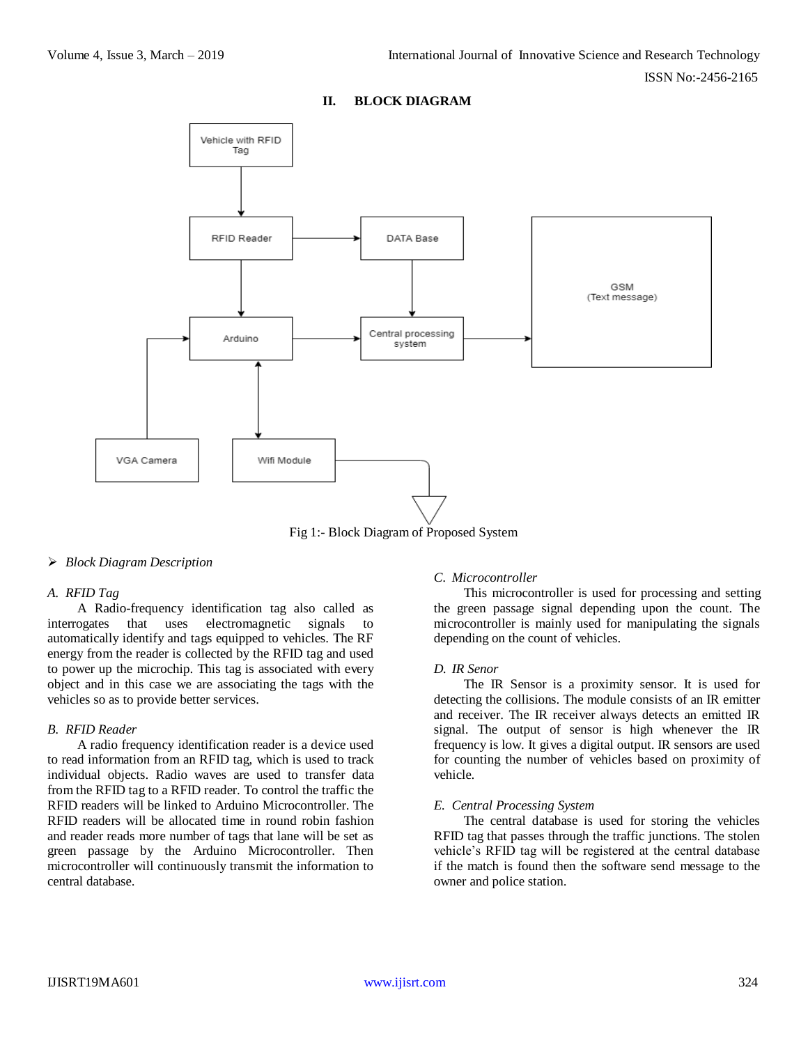## II. BLOCK DIAGRAM

Fig 1:- Block Diagram of Proposed System

➢ *Block Diagram Description*

### *A. RFID Tag*

A Radio-frequency identification tag also called as interrogates that uses electromagnetic signals to automatically identify and tags equipped to vehicles. The RF energy from the reader is collected by the RFID tag and used to power up the microchip. This tag is associated with every object and in this case we are associating the tags with the vehicles so as to provide better services.

### *B. RFID Reader*

A radio frequency identification reader is a device used to read information from an RFID tag, which is used to track individual objects. Radio waves are used to transfer data from the RFID tag to a RFID reader. To control the traffic the RFID readers will be linked to Arduino Microcontroller. The RFID readers will be allocated time in round robin fashion and reader reads more number of tags that lane will be set as green passage by the Arduino Microcontroller. Then microcontroller will continuously transmit the information to central database.

### *C. Microcontroller*

This microcontroller is used for processing and setting the green passage signal depending upon the count. The microcontroller is mainly used for manipulating the signals depending on the count of vehicles.

### *D. IR Senor*

The IR Sensor is a proximity sensor. It is used for detecting the collisions. The module consists of an IR emitter and receiver. The IR receiver always detects an emitted IR signal. The output of sensor is high whenever the IR frequency is low. It gives a digital output. IR sensors are used for counting the number of vehicles based on proximity of vehicle.

### *E. Central Processing System*

The central database is used for storing the vehicles RFID tag that passes through the traffic junctions. The stolen vehicle's RFID tag will be registered at the central database if the match is found then the software send message to the owner and police station.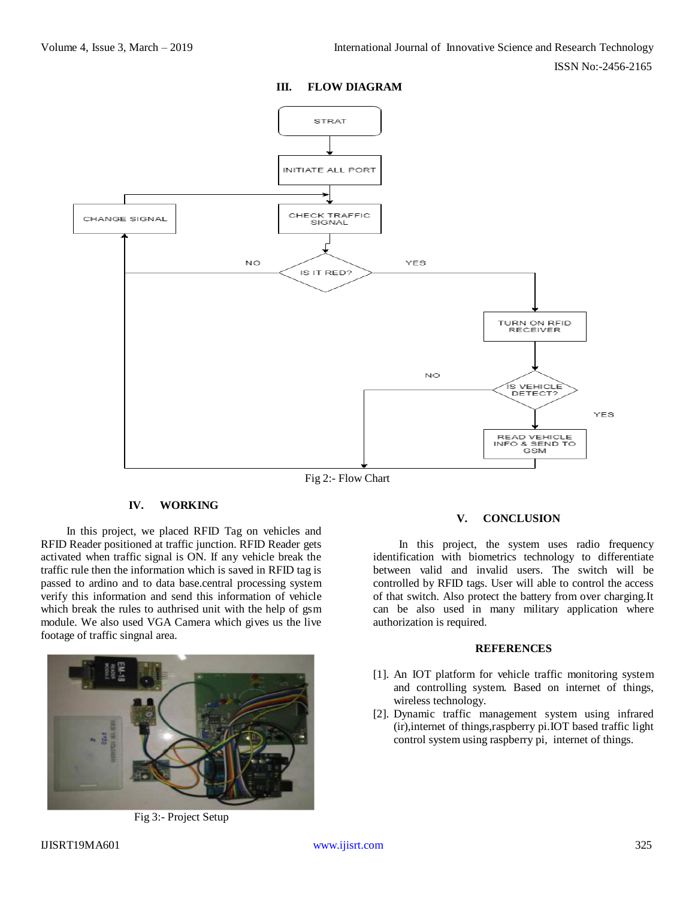## III. FLOW DIAGRAM

STRAT

INITIATE ALL PORT

CHECK TRAFFIC SIGNAL

CHANGE SIGNAL

IS IT RED?

NO

YES

TURN ON RFID RECEIVER

IS VEHICLE DETECT?

NO

YES

READ VEHICLE INFO & SEND TO GSM

Fig 2:- Flow Chart

## IV. WORKING

In this project, we placed RFID Tag on vehicles and RFID Reader positioned at traffic junction. RFID Reader gets activated when traffic signal is ON. If any vehicle break the traffic rule then the information which is saved in RFID tag is passed to ardino and to data base.central processing system verify this information and send this information of vehicle which break the rules to authrised unit with the help of gsm module. We also used VGA Camera which gives us the live footage of traffic singnal area.

Fig 3:- Project Setup

## V. CONCLUSION

In this project, the system uses radio frequency identification with biometrics technology to differentiate between valid and invalid users. The switch will be controlled by RFID tags. User will able to control the access of that switch. Also protect the battery from over charging.It can be also used in many military application where authorization is required.

## REFERENCES

[1]. An IOT platform for vehicle traffic monitoring system and controlling system. Based on internet of things, wireless technology.

[2]. Dynamic traffic management system using infrared (ir),internet of things,raspberry pi.IOT based traffic light control system using raspberry pi, internet of things.